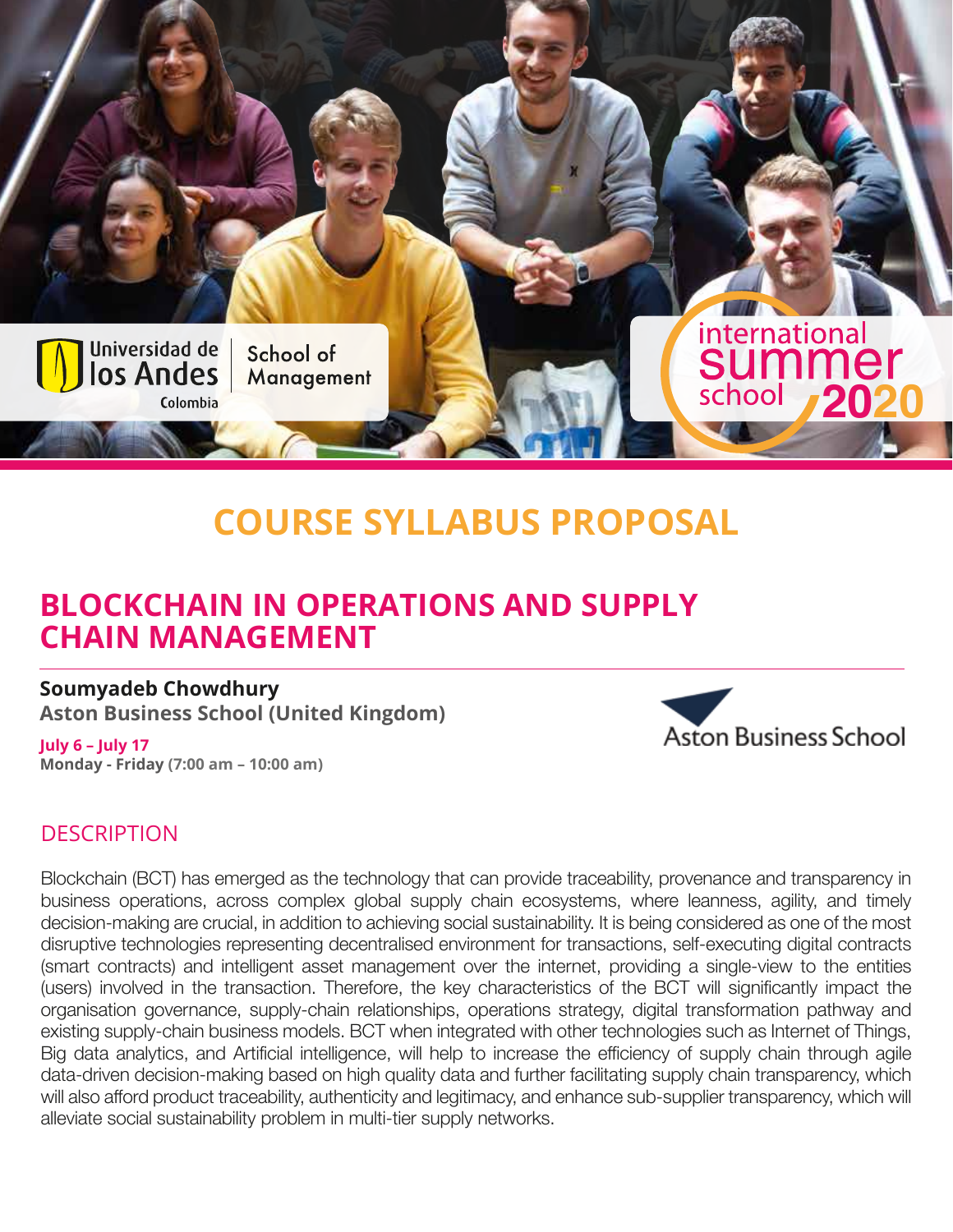Universidad de los Andes Colombia | School of Management

international summer school 2020

# COURSE SYLLABUS PROPOSAL

## BLOCKCHAIN IN OPERATIONS AND SUPPLY CHAIN MANAGEMENT

**Soumyadeb Chowdhury**
**Aston Business School (United Kingdom)**

**July 6 – July 17**
**Monday - Friday (7:00 am – 10:00 am)**

Aston Business School

### DESCRIPTION

Blockchain (BCT) has emerged as the technology that can provide traceability, provenance and transparency in business operations, across complex global supply chain ecosystems, where leanness, agility, and timely decision-making are crucial, in addition to achieving social sustainability. It is being considered as one of the most disruptive technologies representing decentralised environment for transactions, self-executing digital contracts (smart contracts) and intelligent asset management over the internet, providing a single-view to the entities (users) involved in the transaction. Therefore, the key characteristics of the BCT will significantly impact the organisation governance, supply-chain relationships, operations strategy, digital transformation pathway and existing supply-chain business models. BCT when integrated with other technologies such as Internet of Things, Big data analytics, and Artificial intelligence, will help to increase the efficiency of supply chain through agile data-driven decision-making based on high quality data and further facilitating supply chain transparency, which will also afford product traceability, authenticity and legitimacy, and enhance sub-supplier transparency, which will alleviate social sustainability problem in multi-tier supply networks.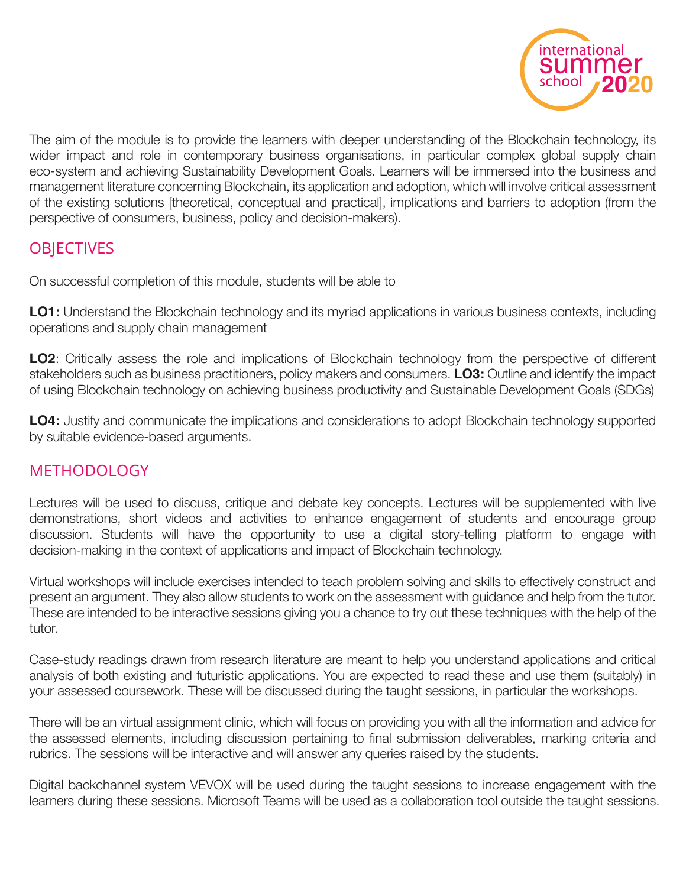The aim of the module is to provide the learners with deeper understanding of the Blockchain technology, its wider impact and role in contemporary business organisations, in particular complex global supply chain eco-system and achieving Sustainability Development Goals. Learners will be immersed into the business and management literature concerning Blockchain, its application and adoption, which will involve critical assessment of the existing solutions [theoretical, conceptual and practical], implications and barriers to adoption (from the perspective of consumers, business, policy and decision-makers).

## OBJECTIVES

On successful completion of this module, students will be able to

**LO1:** Understand the Blockchain technology and its myriad applications in various business contexts, including operations and supply chain management

**LO2**: Critically assess the role and implications of Blockchain technology from the perspective of different stakeholders such as business practitioners, policy makers and consumers. **LO3:** Outline and identify the impact of using Blockchain technology on achieving business productivity and Sustainable Development Goals (SDGs)

**LO4:** Justify and communicate the implications and considerations to adopt Blockchain technology supported by suitable evidence-based arguments.

## METHODOLOGY

Lectures will be used to discuss, critique and debate key concepts. Lectures will be supplemented with live demonstrations, short videos and activities to enhance engagement of students and encourage group discussion. Students will have the opportunity to use a digital story-telling platform to engage with decision-making in the context of applications and impact of Blockchain technology.

Virtual workshops will include exercises intended to teach problem solving and skills to effectively construct and present an argument. They also allow students to work on the assessment with guidance and help from the tutor. These are intended to be interactive sessions giving you a chance to try out these techniques with the help of the tutor.

Case-study readings drawn from research literature are meant to help you understand applications and critical analysis of both existing and futuristic applications. You are expected to read these and use them (suitably) in your assessed coursework. These will be discussed during the taught sessions, in particular the workshops.

There will be an virtual assignment clinic, which will focus on providing you with all the information and advice for the assessed elements, including discussion pertaining to final submission deliverables, marking criteria and rubrics. The sessions will be interactive and will answer any queries raised by the students.

Digital backchannel system VEVOX will be used during the taught sessions to increase engagement with the learners during these sessions. Microsoft Teams will be used as a collaboration tool outside the taught sessions.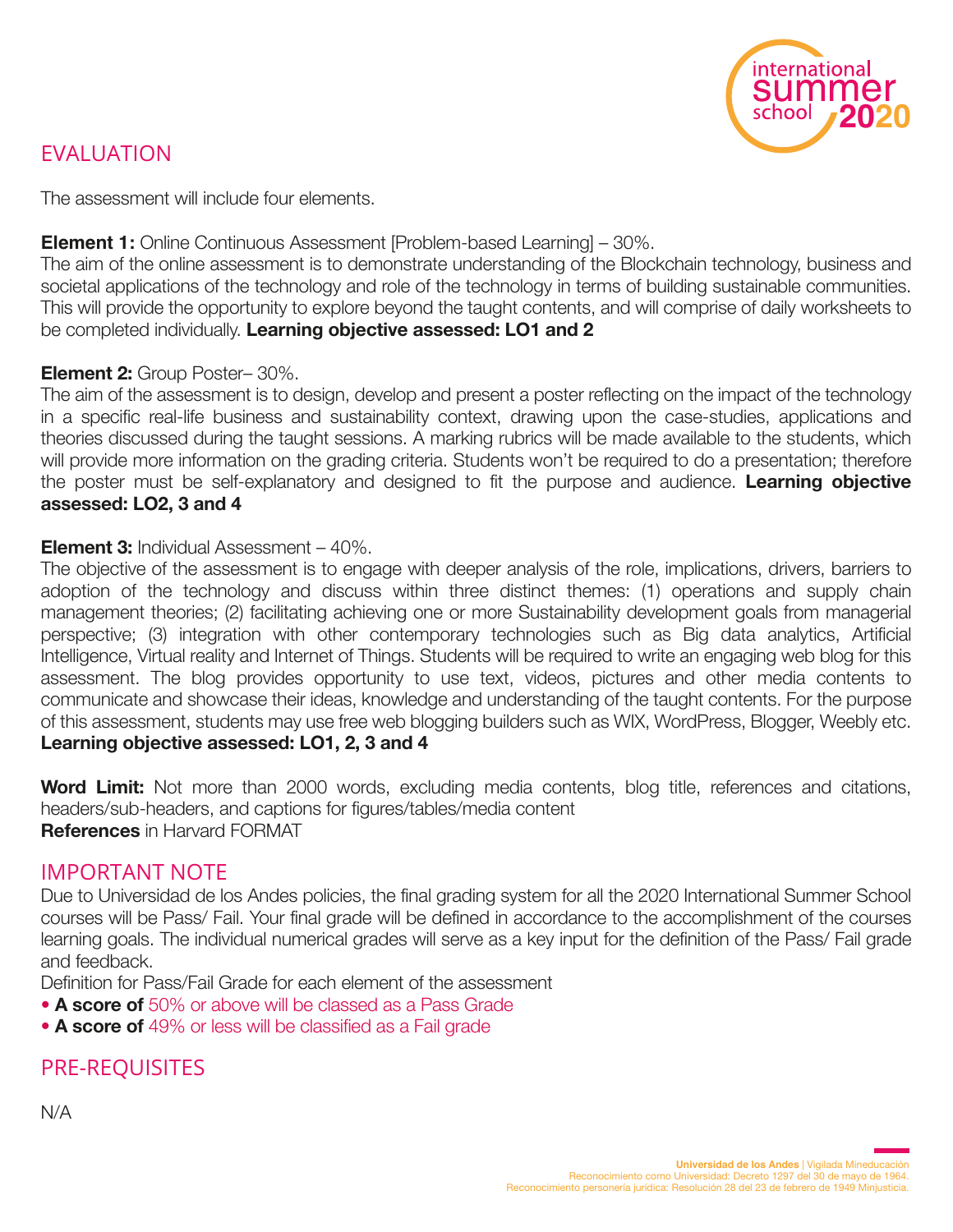## EVALUATION

The assessment will include four elements.

**Element 1:** Online Continuous Assessment [Problem-based Learning] – 30%.
The aim of the online assessment is to demonstrate understanding of the Blockchain technology, business and societal applications of the technology and role of the technology in terms of building sustainable communities. This will provide the opportunity to explore beyond the taught contents, and will comprise of daily worksheets to be completed individually. **Learning objective assessed: LO1 and 2**

**Element 2:** Group Poster– 30%.
The aim of the assessment is to design, develop and present a poster reflecting on the impact of the technology in a specific real-life business and sustainability context, drawing upon the case-studies, applications and theories discussed during the taught sessions. A marking rubrics will be made available to the students, which will provide more information on the grading criteria. Students won't be required to do a presentation; therefore the poster must be self-explanatory and designed to fit the purpose and audience. **Learning objective assessed: LO2, 3 and 4**

**Element 3:** Individual Assessment – 40%.
The objective of the assessment is to engage with deeper analysis of the role, implications, drivers, barriers to adoption of the technology and discuss within three distinct themes: (1) operations and supply chain management theories; (2) facilitating achieving one or more Sustainability development goals from managerial perspective; (3) integration with other contemporary technologies such as Big data analytics, Artificial Intelligence, Virtual reality and Internet of Things. Students will be required to write an engaging web blog for this assessment. The blog provides opportunity to use text, videos, pictures and other media contents to communicate and showcase their ideas, knowledge and understanding of the taught contents. For the purpose of this assessment, students may use free web blogging builders such as WIX, WordPress, Blogger, Weebly etc. **Learning objective assessed: LO1, 2, 3 and 4**

**Word Limit:** Not more than 2000 words, excluding media contents, blog title, references and citations, headers/sub-headers, and captions for figures/tables/media content
**References** in Harvard FORMAT

## IMPORTANT NOTE

Due to Universidad de los Andes policies, the final grading system for all the 2020 International Summer School courses will be Pass/ Fail. Your final grade will be defined in accordance to the accomplishment of the courses learning goals. The individual numerical grades will serve as a key input for the definition of the Pass/ Fail grade and feedback.
Definition for Pass/Fail Grade for each element of the assessment

- **A score of** 50% or above will be classed as a Pass Grade
- **A score of** 49% or less will be classified as a Fail grade

## PRE-REQUISITES

N/A

**Universidad de los Andes** | Vigilada Mineducación
Reconocimiento como Universidad: Decreto 1297 del 30 de mayo de 1964.
Reconocimiento personería jurídica: Resolución 28 del 23 de febrero de 1949 Minjusticia.